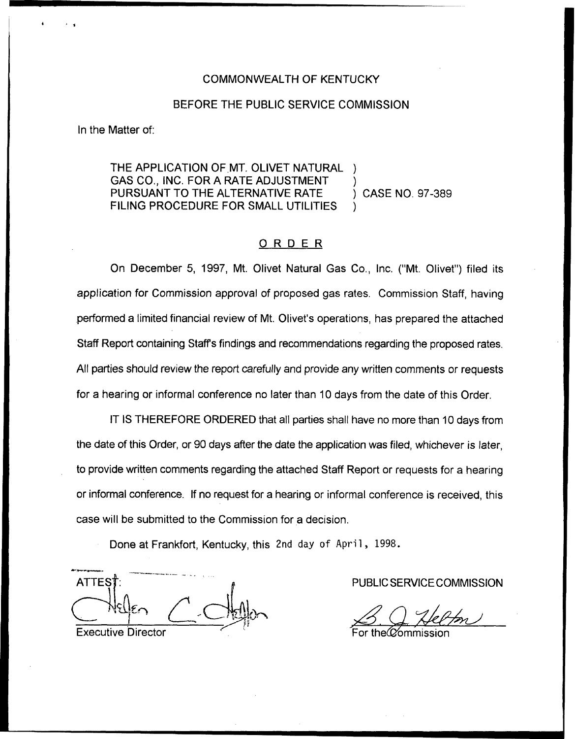COMMONWEALTH OF KENTUCKY

BEFORE THE PUBLIC SERVICE COMMISSION

In the Matter of:

THE APPLICATION OF MT. OLIVET NATURAL GAS CO., INC. FOR A RATE ADJUSTMENT PURSUANT TO THE ALTERNATIVE RATE FILING PROCEDURE FOR SMALL UTILITIES ) CASE NO. 97-389

## ORDER

On December 5, 1997, Mt. Olivet Natural Gas Co., Inc. ("Mt. Olivet") filed its application for Commission approval of proposed gas rates. Commission Staff, having performed a limited financial review of Mt. Olivet's operations, has prepared the attached Staff Report containing Staff's findings and recommendations regarding the proposed rates. All parties should review the report carefully and provide any written comments or requests for a hearing or informal conference no later than 10 days from the date of this Order.

IT IS THEREFORE ORDERED that all parties shall have no more than 10 days from the date of this Order, or 90 days after the date the application was filed, whichever is later, to provide written comments regarding the attached Staff Report or requests for a hearing or informal conference. If no request for a hearing or informal conference is received, this case will be submitted to the Commission for a decision.

Done at Frankfort, Kentucky, this 2nd day of April, 1998.

ATTEST:

Executive Director

PUBLIC SERVICE COMMISSION

For the Commission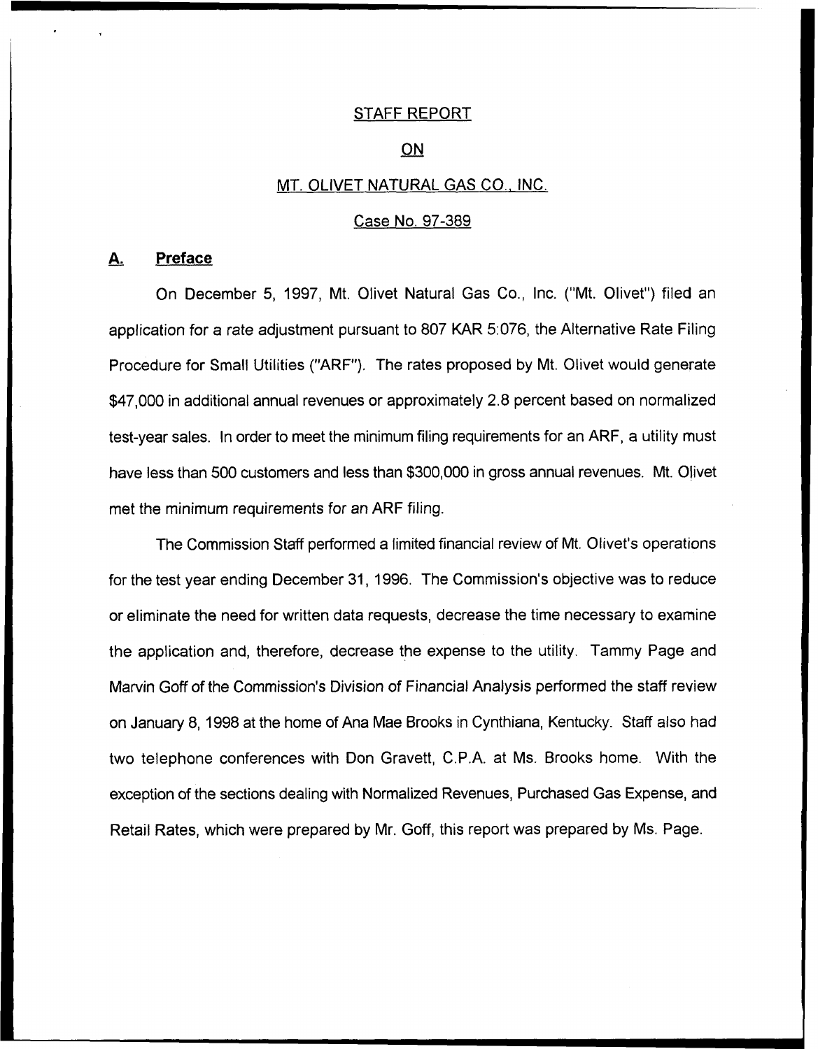# STAFF REPORT

# ON

# MT. OLIVET NATURAL GAS CO., INC.

## Case No. 97-389

## A. Preface

On December 5, 1997, Mt. Olivet Natural Gas Co., Inc. ("Mt. Olivet") filed an application for a rate adjustment pursuant to 807 KAR 5:076, the Alternative Rate Filing Procedure for Small Utilities ("ARF"). The rates proposed by Mt. Olivet would generate $47,000 in additional annual revenues or approximately 2.8 percent based on normalized test-year sales. In order to meet the minimum filing requirements for an ARF, a utility must have less than 500 customers and less than $300,000 in gross annual revenues. Mt. Olivet met the minimum requirements for an ARF filing.

The Commission Staff performed a limited financial review of Mt. Olivet's operations for the test year ending December 31, 1996. The Commission's objective was to reduce or eliminate the need for written data requests, decrease the time necessary to examine the application and, therefore, decrease the expense to the utility. Tammy Page and Marvin Goff of the Commission's Division of Financial Analysis performed the staff review on January 8, 1998 at the home of Ana Mae Brooks in Cynthiana, Kentucky. Staff also had two telephone conferences with Don Gravett, C.P.A. at Ms. Brooks home. With the exception of the sections dealing with Normalized Revenues, Purchased Gas Expense, and Retail Rates, which were prepared by Mr. Goff, this report was prepared by Ms. Page.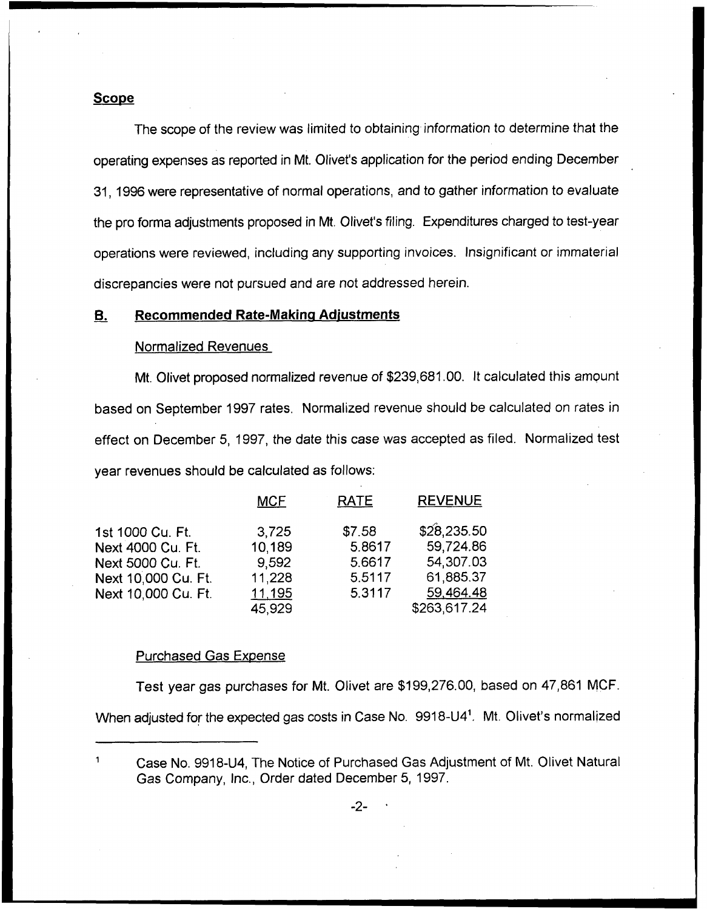## Scope

The scope of the review was limited to obtaining information to determine that the operating expenses as reported in Mt. Olivet's application for the period ending December 31, 1996 were representative of normal operations, and to gather information to evaluate the pro forma adjustments proposed in Mt. Olivet's filing. Expenditures charged to test-year operations were reviewed, including any supporting invoices. Insignificant or immaterial discrepancies were not pursued and are not addressed herein.

## B. Recommended Rate-Making Adjustments

### Normalized Revenues

Mt. Olivet proposed normalized revenue of $239,681.00. It calculated this amount based on September 1997 rates. Normalized revenue should be calculated on rates in effect on December 5, 1997, the date this case was accepted as filed. Normalized test year revenues should be calculated as follows:

| | MCF | RATE | REVENUE |
|---|---|---|---|
| 1st 1000 Cu. Ft. | 3,725 | $7.58 | $28,235.50 |
| Next 4000 Cu. Ft. | 10,189 | 5.8617 | 59,724.86 |
| Next 5000 Cu. Ft. | 9,592 | 5.6617 | 54,307.03 |
| Next 10,000 Cu. Ft. | 11,228 | 5.5117 | 61,885.37 |
| Next 10,000 Cu. Ft. | 11,195 | 5.3117 | 59,464.48 |
| | 45,929 | | $263,617.24 |

### Purchased Gas Expense

Test year gas purchases for Mt. Olivet are $199,276.00, based on 47,861 MCF. When adjusted for the expected gas costs in Case No. 9918-U4[1]. Mt. Olivet's normalized

[1] Case No. 9918-U4, The Notice of Purchased Gas Adjustment of Mt. Olivet Natural Gas Company, Inc., Order dated December 5, 1997.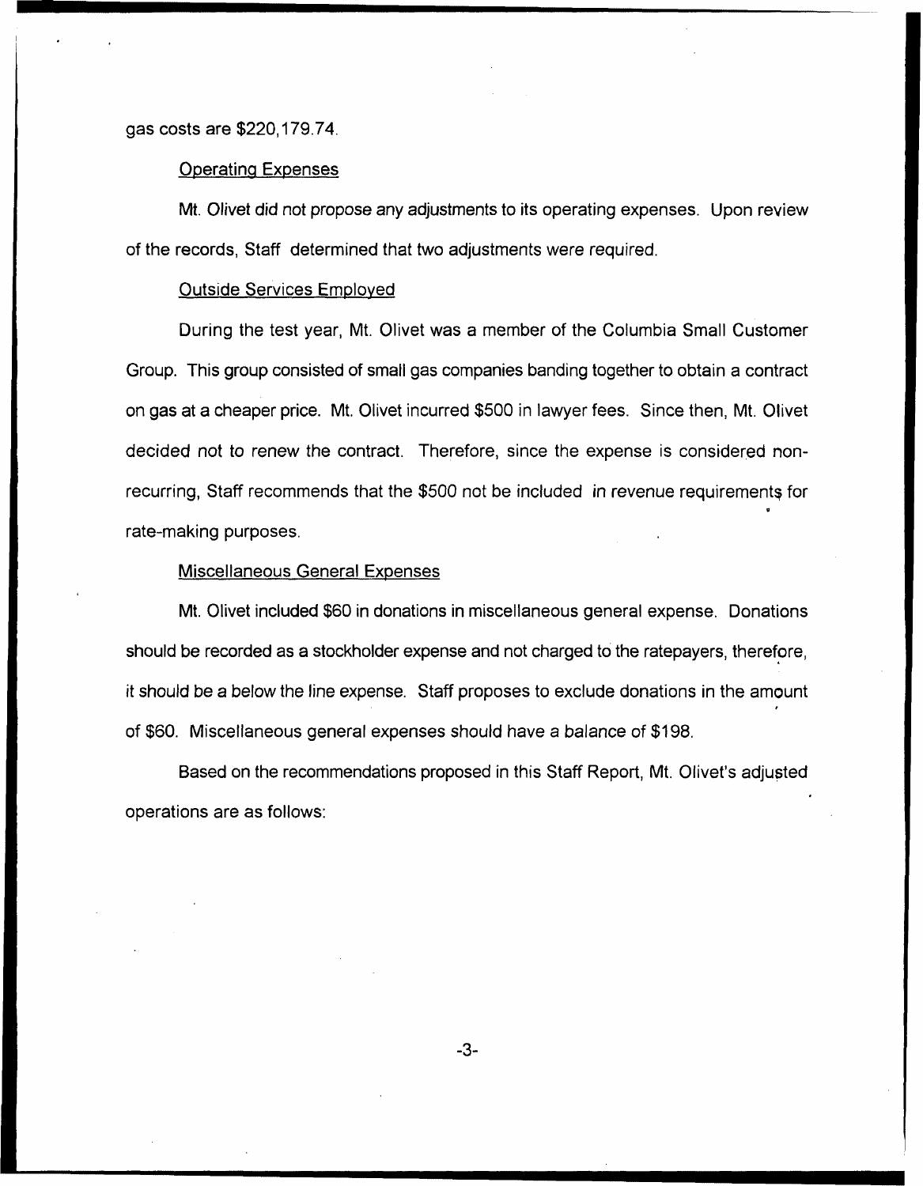gas costs are $220,179.74.

Operating Expenses

Mt. Olivet did not propose any adjustments to its operating expenses. Upon review of the records, Staff determined that two adjustments were required.

Outside Services Employed

During the test year, Mt. Olivet was a member of the Columbia Small Customer Group. This group consisted of small gas companies banding together to obtain a contract on gas at a cheaper price. Mt. Olivet incurred $500 in lawyer fees. Since then, Mt. Olivet decided not to renew the contract. Therefore, since the expense is considered non-recurring, Staff recommends that the $500 not be included in revenue requirements for rate-making purposes.

Miscellaneous General Expenses

Mt. Olivet included $60 in donations in miscellaneous general expense. Donations should be recorded as a stockholder expense and not charged to the ratepayers, therefore, it should be a below the line expense. Staff proposes to exclude donations in the amount of $60. Miscellaneous general expenses should have a balance of $198.

Based on the recommendations proposed in this Staff Report, Mt. Olivet's adjusted operations are as follows: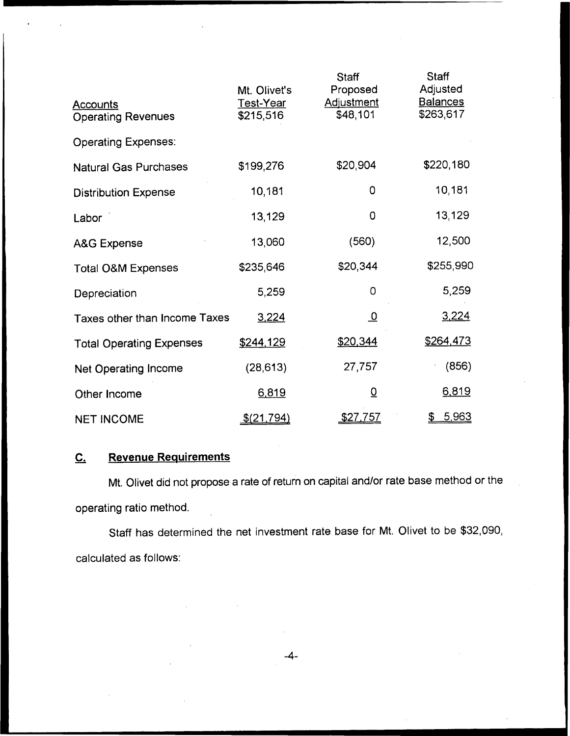| Accounts | Mt. Olivet's Test-Year | Staff Proposed Adjustment | Staff Adjusted Balances |
|---|---|---|---|
| Operating Revenues | $215,516 | $48,101 | $263,617 |
| Operating Expenses: | | | |
| Natural Gas Purchases | $199,276 | $20,904 | $220,180 |
| Distribution Expense | 10,181 | 0 | 10,181 |
| Labor | 13,129 | 0 | 13,129 |
| A&G Expense | 13,060 | (560) | 12,500 |
| Total O&M Expenses | $235,646 | $20,344 | $255,990 |
| Depreciation | 5,259 | 0 | 5,259 |
| Taxes other than Income Taxes | 3,224 | 0 | 3,224 |
| Total Operating Expenses | $244,129 | $20,344 | $264,473 |
| Net Operating Income | (28,613) | 27,757 | (856) |
| Other Income | 6,819 | 0 | 6,819 |
| NET INCOME | $(21,794) | $27,757 | $ 5,963 |

## C. Revenue Requirements

Mt. Olivet did not propose a rate of return on capital and/or rate base method or the operating ratio method.

Staff has determined the net investment rate base for Mt. Olivet to be $32,090, calculated as follows: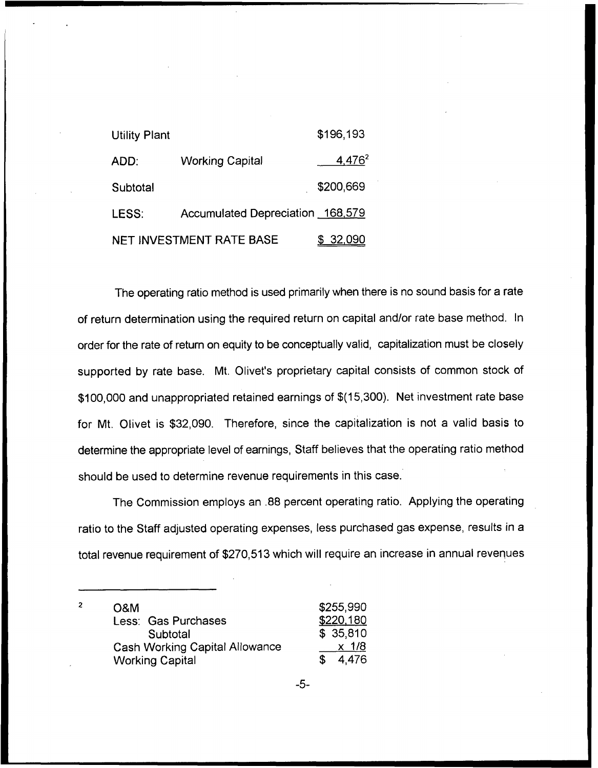| | | |
|---|---|---|
| Utility Plant | | \$196,193 |
| ADD: | Working Capital | 4,476[2] |
| Subtotal | | \$200,669 |
| LESS: | Accumulated Depreciation | 168,579 |
| NET INVESTMENT RATE BASE | | \$ 32,090 |

The operating ratio method is used primarily when there is no sound basis for a rate of return determination using the required return on capital and/or rate base method. In order for the rate of return on equity to be conceptually valid, capitalization must be closely supported by rate base. Mt. Olivet's proprietary capital consists of common stock of \$100,000 and unappropriated retained earnings of \$(15,300). Net investment rate base for Mt. Olivet is \$32,090. Therefore, since the capitalization is not a valid basis to determine the appropriate level of earnings, Staff believes that the operating ratio method should be used to determine revenue requirements in this case.

The Commission employs an .88 percent operating ratio. Applying the operating ratio to the Staff adjusted operating expenses, less purchased gas expense, results in a total revenue requirement of \$270,513 which will require an increase in annual revenues

---

[2]

| | |
|---|---|
| O&M | \$255,990 |
| Less: Gas Purchases | \$220,180 |
| Subtotal | \$ 35,810 |
| Cash Working Capital Allowance | x 1/8 |
| Working Capital | \$ 4,476 |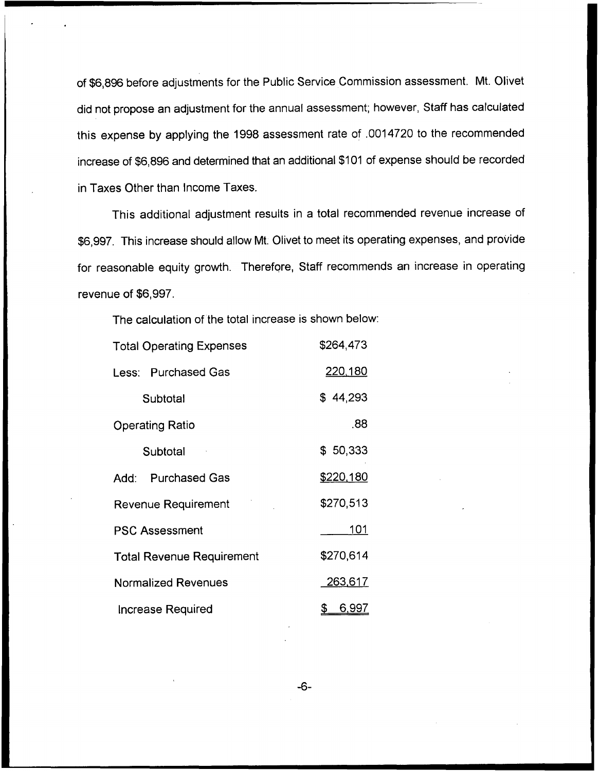of $6,896 before adjustments for the Public Service Commission assessment. Mt. Olivet did not propose an adjustment for the annual assessment; however, Staff has calculated this expense by applying the 1998 assessment rate of .0014720 to the recommended increase of $6,896 and determined that an additional $101 of expense should be recorded in Taxes Other than Income Taxes.

This additional adjustment results in a total recommended revenue increase of $6,997. This increase should allow Mt. Olivet to meet its operating expenses, and provide for reasonable equity growth. Therefore, Staff recommends an increase in operating revenue of $6,997.

The calculation of the total increase is shown below:

| | |
|---|---|
| Total Operating Expenses | $264,473 |
| Less: Purchased Gas | 220,180 |
| Subtotal | $ 44,293 |
| Operating Ratio | .88 |
| Subtotal | $ 50,333 |
| Add: Purchased Gas | $220,180 |
| Revenue Requirement | $270,513 |
| PSC Assessment | 101 |
| Total Revenue Requirement | $270,614 |
| Normalized Revenues | 263,617 |
| Increase Required | $ 6,997 |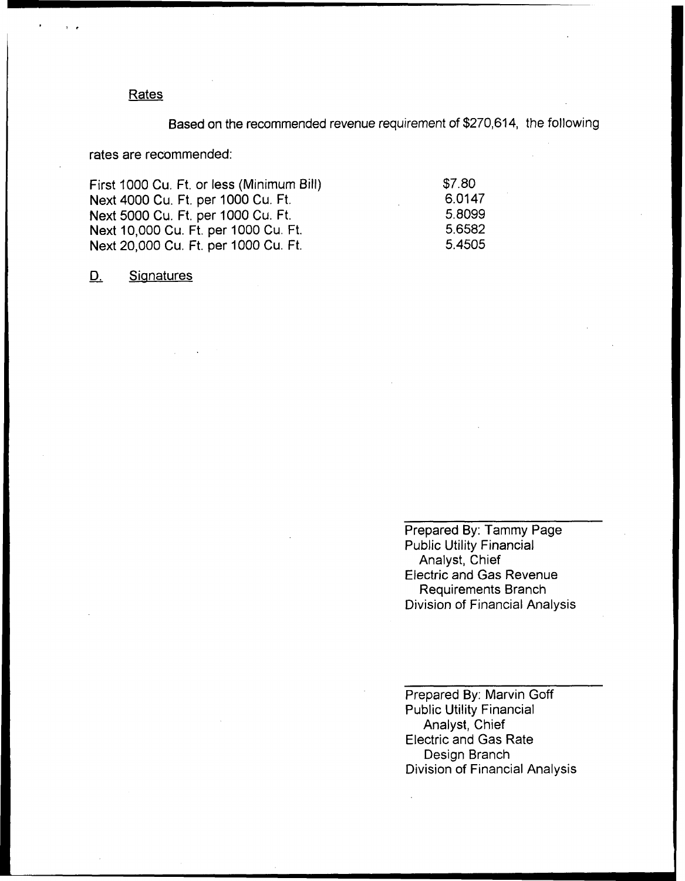## Rates

Based on the recommended revenue requirement of $270,614, the following rates are recommended:

| | |
|---|---|
| First 1000 Cu. Ft. or less (Minimum Bill) | $7.80 |
| Next 4000 Cu. Ft. per 1000 Cu. Ft. | 6.0147 |
| Next 5000 Cu. Ft. per 1000 Cu. Ft. | 5.8099 |
| Next 10,000 Cu. Ft. per 1000 Cu. Ft. | 5.6582 |
| Next 20,000 Cu. Ft. per 1000 Cu. Ft. | 5.4505 |

## D. Signatures

Prepared By: Tammy Page
Public Utility Financial Analyst, Chief
Electric and Gas Revenue Requirements Branch
Division of Financial Analysis

Prepared By: Marvin Goff
Public Utility Financial Analyst, Chief
Electric and Gas Rate Design Branch
Division of Financial Analysis